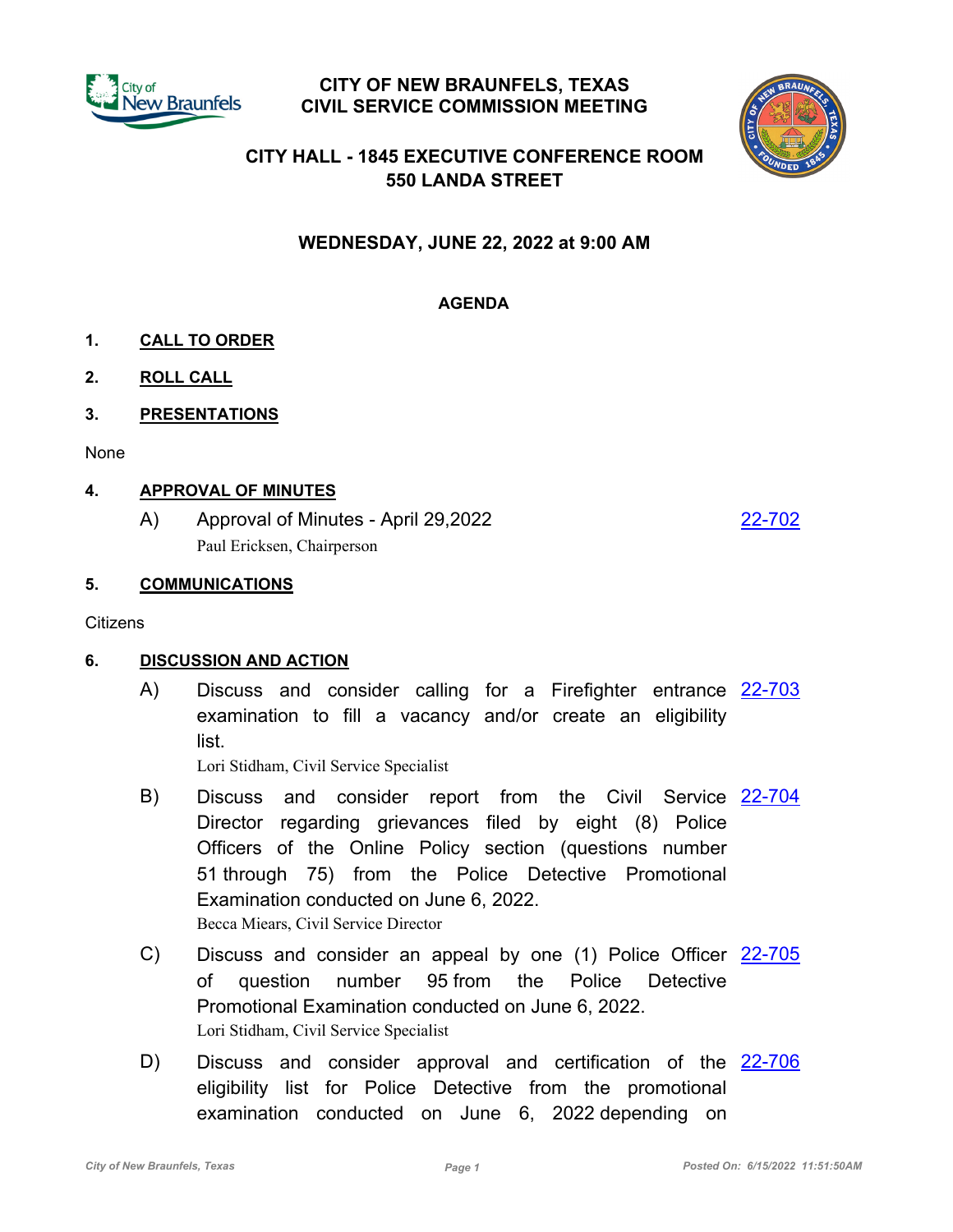# CITY OF NEW BRAUNFELS, TEXAS
# CIVIL SERVICE COMMISSION MEETING

## CITY HALL - 1845 EXECUTIVE CONFERENCE ROOM
## 550 LANDA STREET

### WEDNESDAY, JUNE 22, 2022 at 9:00 AM

**AGENDA**

**1. CALL TO ORDER**

**2. ROLL CALL**

**3. PRESENTATIONS**

None

**4. APPROVAL OF MINUTES**

A) Approval of Minutes - April 29,2022 — 22-702
Paul Ericksen, Chairperson

**5. COMMUNICATIONS**

Citizens

**6. DISCUSSION AND ACTION**

A) Discuss and consider calling for a Firefighter entrance examination to fill a vacancy and/or create an eligibility list. — 22-703
Lori Stidham, Civil Service Specialist

B) Discuss and consider report from the Civil Service Director regarding grievances filed by eight (8) Police Officers of the Online Policy section (questions number 51 through 75) from the Police Detective Promotional Examination conducted on June 6, 2022. — 22-704
Becca Miears, Civil Service Director

C) Discuss and consider an appeal by one (1) Police Officer of question number 95 from the Police Detective Promotional Examination conducted on June 6, 2022. — 22-705
Lori Stidham, Civil Service Specialist

D) Discuss and consider approval and certification of the eligibility list for Police Detective from the promotional examination conducted on June 6, 2022 depending on — 22-706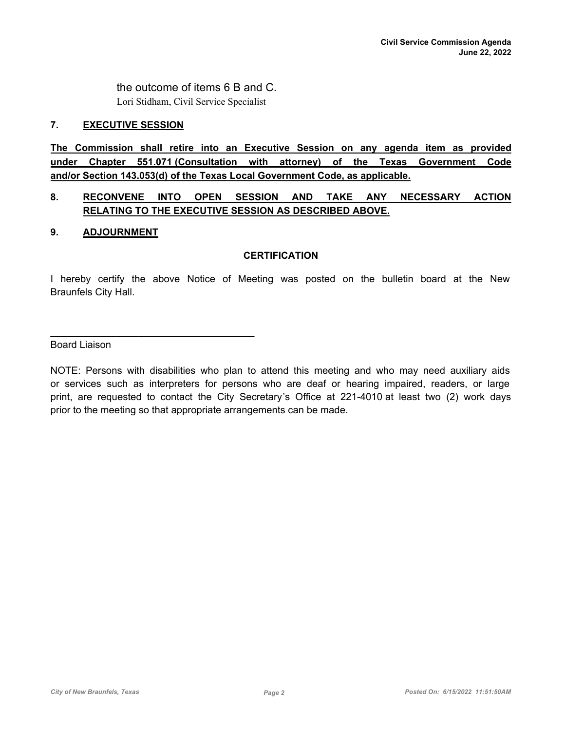the outcome of items 6 B and C.
Lori Stidham, Civil Service Specialist

**7. <u>EXECUTIVE SESSION</u>**

**<u>The Commission shall retire into an Executive Session on any agenda item as provided under Chapter 551.071 (Consultation with attorney) of the Texas Government Code and/or Section 143.053(d) of the Texas Local Government Code, as applicable.</u>**

**8. <u>RECONVENE INTO OPEN SESSION AND TAKE ANY NECESSARY ACTION RELATING TO THE EXECUTIVE SESSION AS DESCRIBED ABOVE.</u>**

**9. <u>ADJOURNMENT</u>**

**CERTIFICATION**

I hereby certify the above Notice of Meeting was posted on the bulletin board at the New Braunfels City Hall.

_____________________________________
Board Liaison

NOTE: Persons with disabilities who plan to attend this meeting and who may need auxiliary aids or services such as interpreters for persons who are deaf or hearing impaired, readers, or large print, are requested to contact the City Secretary's Office at 221-4010 at least two (2) work days prior to the meeting so that appropriate arrangements can be made.